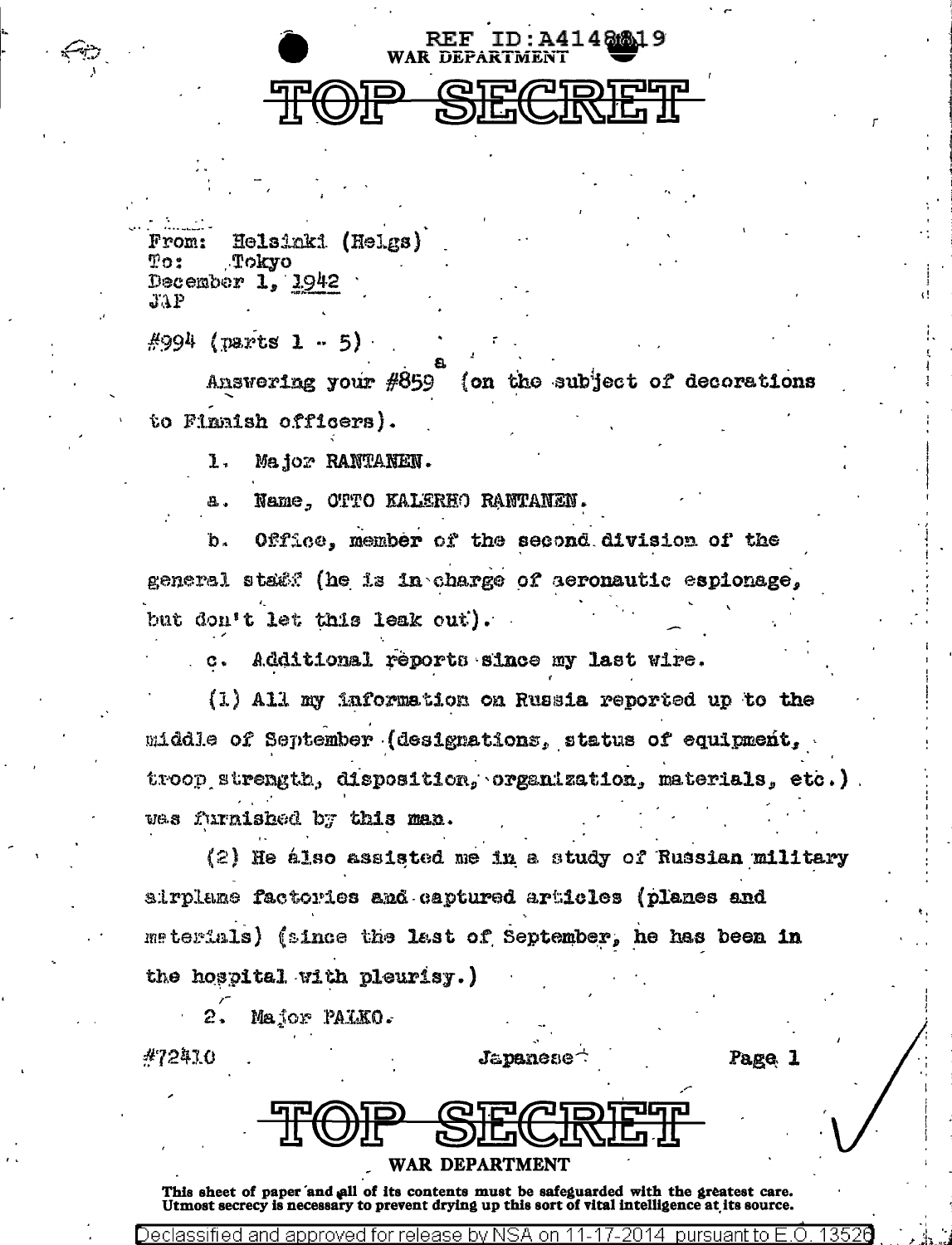REF ID:A4148819
WAR DEPARTMENT

# TOP SECRET

From: Helsinki (Helgs)
To: Tokyo
December 1, 1942
JAP

#994 (parts 1 - 5)

Answering your #859[a] (on the subject of decorations to Finnish officers).

1. Major RANTANEN.

a. Name, OTTO KALERHO RANTANEN.

b. Office, member of the second division of the general staff (he is in charge of aeronautic espionage, but don't let this leak out).

c. Additional reports since my last wire.

(1) All my information on Russia reported up to the middle of September (designations, status of equipment, troop strength, disposition, organization, materials, etc.) was furnished by this man.

(2) He also assisted me in a study of Russian military airplane factories and captured articles (planes and materials) (since the last of September, he has been in the hospital with pleurisy.)

2. Major PALKO.

#72410 Japanese

# TOP SECRET

WAR DEPARTMENT

This sheet of paper and all of its contents must be safeguarded with the greatest care. Utmost secrecy is necessary to prevent drying up this sort of vital intelligence at its source.

Declassified and approved for release by NSA on 11-17-2014 pursuant to E.O. 13526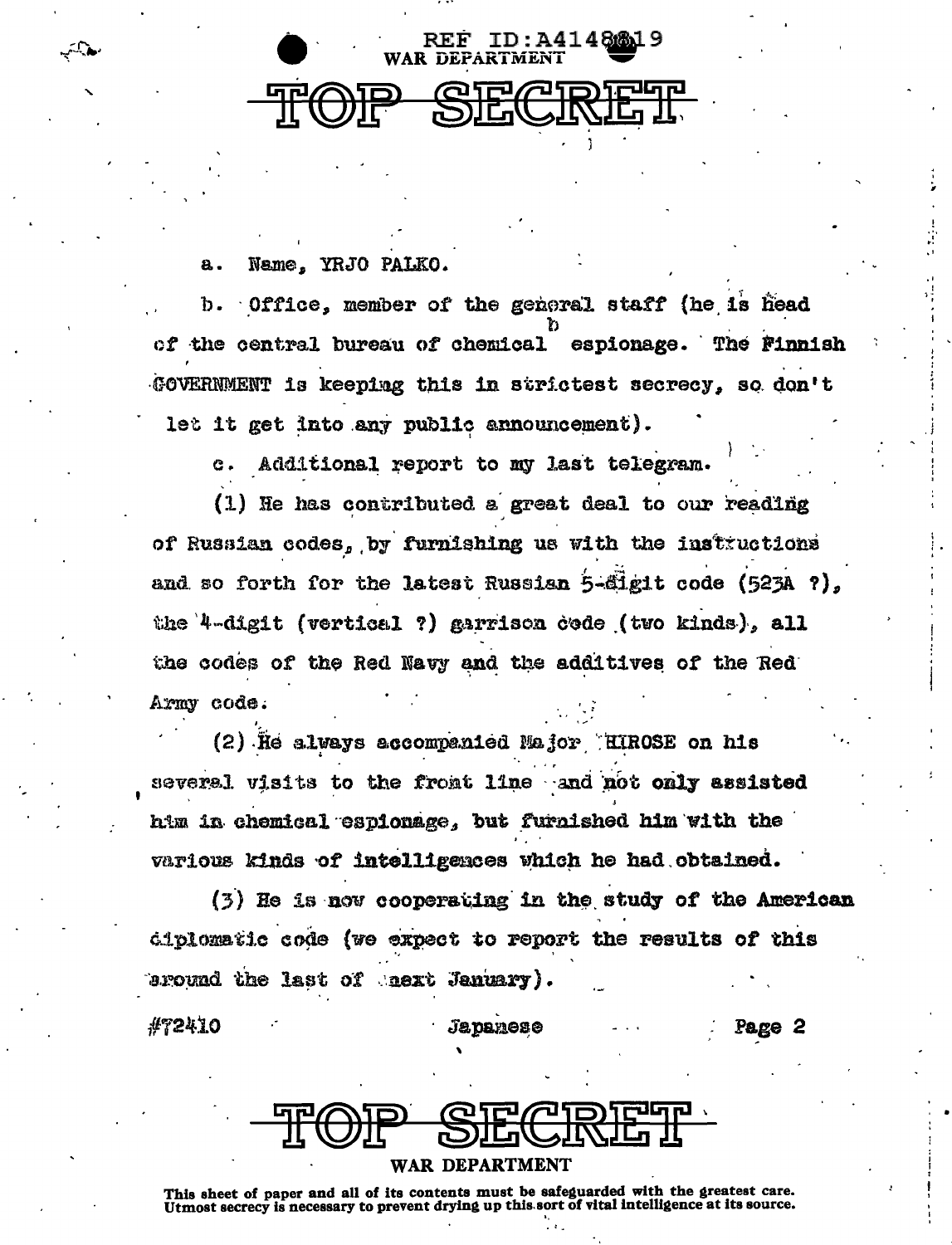a. Name, YRJO PALKO.

b. Office, member of the general staff (he is head of the central bureau of chemical espionage. The Finnish GOVERNMENT is keeping this in strictest secrecy, so don't let it get into any public announcement).

c. Additional report to my last telegram.

(1) He has contributed a great deal to our reading of Russian codes, by furnishing us with the instructions and so forth for the latest Russian 5-digit code (523A ?), the 4-digit (vertical ?) garrison code (two kinds), all the codes of the Red Navy and the additives of the Red Army code.

(2) He always accompanied Major HIROSE on his several visits to the front line and not only assisted him in chemical espionage, but furnished him with the various kinds of intelligences which he had obtained.

(3) He is now cooperating in the study of the American diplomatic code (we expect to report the results of this around the last of next January).

#72410 Japanese Page 2

This sheet of paper and all of its contents must be safeguarded with the greatest care. Utmost secrecy is necessary to prevent drying up this sort of vital intelligence at its source.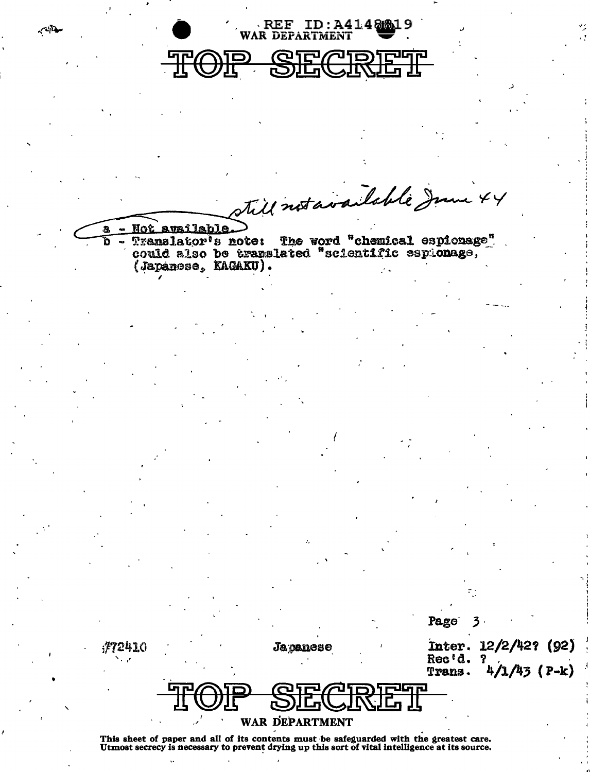still not available June 44

a - Not available.
b - Translator's note: The word "chemical espionage" could also be translated "scientific espionage, (Japanese, KAGAKU).

#72410 Japanese

Inter. 12/2/42? (92)
Rec'd. ?
Trans. 4/1/43 (P-k)

This sheet of paper and all of its contents must be safeguarded with the greatest care. Utmost secrecy is necessary to prevent drying up this sort of vital intelligence at its source.